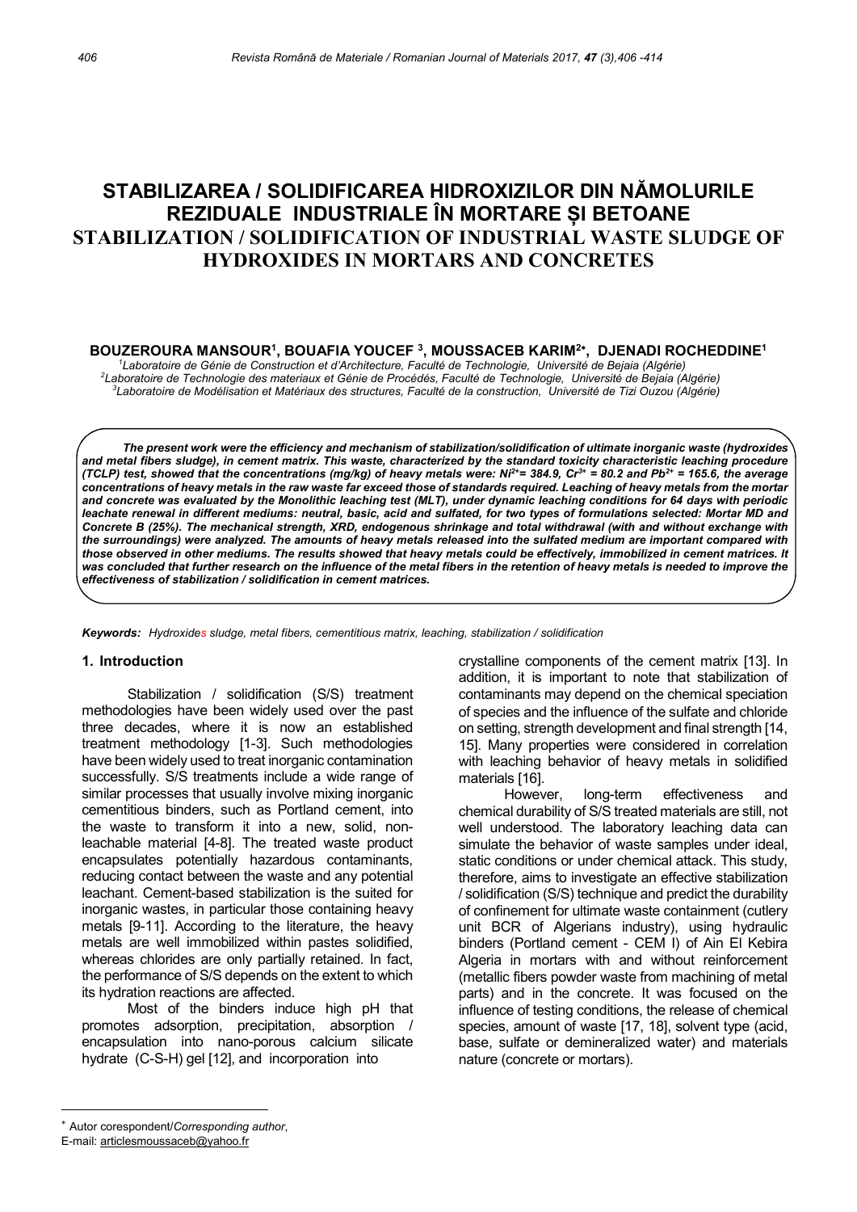# STABILIZAREA / SOLIDIFICAREA HIDROXIZILOR DIN NĂMOLURILE REZIDUALE INDUSTRIALE ÎN MORTARE ȘI BETOANE
# STABILIZATION / SOLIDIFICATION OF INDUSTRIAL WASTE SLUDGE OF HYDROXIDES IN MORTARS AND CONCRETES

**BOUZEROURA MANSOUR[1], BOUAFIA YOUCEF [3], MOUSSACEB KARIM[2*], DJENADI ROCHEDDINE[1]**

*[1]Laboratoire de Génie de Construction et d'Architecture, Faculté de Technologie, Université de Bejaia (Algérie)*
*[2]Laboratoire de Technologie des materiaux et Génie de Procédés, Faculté de Technologie, Université de Bejaia (Algérie)*
*[3]Laboratoire de Modélisation et Matériaux des structures, Faculté de la construction, Université de Tizi Ouzou (Algérie)*

***The present work were the efficiency and mechanism of stabilization/solidification of ultimate inorganic waste (hydroxides and metal fibers sludge), in cement matrix. This waste, characterized by the standard toxicity characteristic leaching procedure (TCLP) test, showed that the concentrations (mg/kg) of heavy metals were: $Ni^{2+}$= 384.9, $Cr^{3+}$ = 80.2 and $Pb^{2+}$ = 165.6, the average concentrations of heavy metals in the raw waste far exceed those of standards required. Leaching of heavy metals from the mortar and concrete was evaluated by the Monolithic leaching test (MLT), under dynamic leaching conditions for 64 days with periodic leachate renewal in different mediums: neutral, basic, acid and sulfated, for two types of formulations selected: Mortar MD and Concrete B (25%). The mechanical strength, XRD, endogenous shrinkage and total withdrawal (with and without exchange with the surroundings) were analyzed. The amounts of heavy metals released into the sulfated medium are important compared with those observed in other mediums. The results showed that heavy metals could be effectively, immobilized in cement matrices. It was concluded that further research on the influence of the metal fibers in the retention of heavy metals is needed to improve the effectiveness of stabilization / solidification in cement matrices.***

***Keywords:** Hydroxides sludge, metal fibers, cementitious matrix, leaching, stabilization / solidification*

## 1. Introduction

Stabilization / solidification (S/S) treatment methodologies have been widely used over the past three decades, where it is now an established treatment methodology [1-3]. Such methodologies have been widely used to treat inorganic contamination successfully. S/S treatments include a wide range of similar processes that usually involve mixing inorganic cementitious binders, such as Portland cement, into the waste to transform it into a new, solid, non-leachable material [4-8]. The treated waste product encapsulates potentially hazardous contaminants, reducing contact between the waste and any potential leachant. Cement-based stabilization is the suited for inorganic wastes, in particular those containing heavy metals [9-11]. According to the literature, the heavy metals are well immobilized within pastes solidified, whereas chlorides are only partially retained. In fact, the performance of S/S depends on the extent to which its hydration reactions are affected.

Most of the binders induce high pH that promotes adsorption, precipitation, absorption / encapsulation into nano-porous calcium silicate hydrate (C-S-H) gel [12], and incorporation into crystalline components of the cement matrix [13]. In addition, it is important to note that stabilization of contaminants may depend on the chemical speciation of species and the influence of the sulfate and chloride on setting, strength development and final strength [14, 15]. Many properties were considered in correlation with leaching behavior of heavy metals in solidified materials [16].

However, long-term effectiveness and chemical durability of S/S treated materials are still, not well understood. The laboratory leaching data can simulate the behavior of waste samples under ideal, static conditions or under chemical attack. This study, therefore, aims to investigate an effective stabilization / solidification (S/S) technique and predict the durability of confinement for ultimate waste containment (cutlery unit BCR of Algerians industry), using hydraulic binders (Portland cement - CEM I) of Ain El Kebira Algeria in mortars with and without reinforcement (metallic fibers powder waste from machining of metal parts) and in the concrete. It was focused on the influence of testing conditions, the release of chemical species, amount of waste [17, 18], solvent type (acid, base, sulfate or demineralized water) and materials nature (concrete or mortars).

---

\* Autor corespondent/*Corresponding author*,
E-mail: articlesmoussaceb@yahoo.fr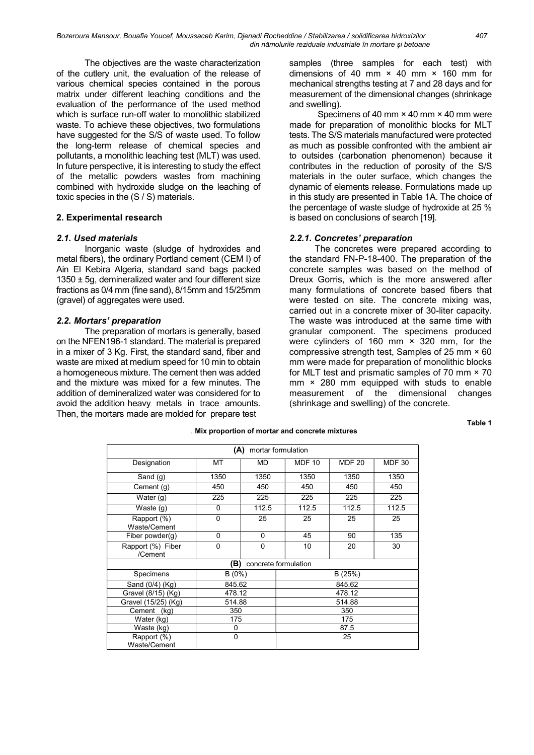The objectives are the waste characterization of the cutlery unit, the evaluation of the release of various chemical species contained in the porous matrix under different leaching conditions and the evaluation of the performance of the used method which is surface run-off water to monolithic stabilized waste. To achieve these objectives, two formulations have suggested for the S/S of waste used. To follow the long-term release of chemical species and pollutants, a monolithic leaching test (MLT) was used. In future perspective, it is interesting to study the effect of the metallic powders wastes from machining combined with hydroxide sludge on the leaching of toxic species in the (S / S) materials.

## 2. Experimental research

### *2.1. Used materials*

Inorganic waste (sludge of hydroxides and metal fibers), the ordinary Portland cement (CEM I) of Ain El Kebira Algeria, standard sand bags packed 1350 ± 5g, demineralized water and four different size fractions as 0/4 mm (fine sand), 8/15mm and 15/25mm (gravel) of aggregates were used.

### *2.2. Mortars' preparation*

The preparation of mortars is generally, based on the NFEN196-1 standard. The material is prepared in a mixer of 3 Kg. First, the standard sand, fiber and waste are mixed at medium speed for 10 min to obtain a homogeneous mixture. The cement then was added and the mixture was mixed for a few minutes. The addition of demineralized water was considered for to avoid the addition heavy metals in trace amounts. Then, the mortars made are molded for prepare test samples (three samples for each test) with dimensions of 40 mm × 40 mm × 160 mm for mechanical strengths testing at 7 and 28 days and for measurement of the dimensional changes (shrinkage and swelling).

Specimens of 40 mm × 40 mm × 40 mm were made for preparation of monolithic blocks for MLT tests. The S/S materials manufactured were protected as much as possible confronted with the ambient air to outsides (carbonation phenomenon) because it contributes in the reduction of porosity of the S/S materials in the outer surface, which changes the dynamic of elements release. Formulations made up in this study are presented in Table 1A. The choice of the percentage of waste sludge of hydroxide at 25 % is based on conclusions of search [19].

### *2.2.1. Concretes' preparation*

The concretes were prepared according to the standard FN-P-18-400. The preparation of the concrete samples was based on the method of Dreux Gorris, which is the more answered after many formulations of concrete based fibers that were tested on site. The concrete mixing was, carried out in a concrete mixer of 30-liter capacity. The waste was introduced at the same time with granular component. The specimens produced were cylinders of 160 mm × 320 mm, for the compressive strength test, Samples of 25 mm × 60 mm were made for preparation of monolithic blocks for MLT test and prismatic samples of 70 mm × 70 mm × 280 mm equipped with studs to enable measurement of the dimensional changes (shrinkage and swelling) of the concrete.

Table 1

**Mix proportion of mortar and concrete mixtures**

| **(A)** mortar formulation | | | | | |
|---|---|---|---|---|---|
| Designation | MT | MD | MDF 10 | MDF 20 | MDF 30 |
| Sand (g) | 1350 | 1350 | 1350 | 1350 | 1350 |
| Cement (g) | 450 | 450 | 450 | 450 | 450 |
| Water (g) | 225 | 225 | 225 | 225 | 225 |
| Waste (g) | 0 | 112.5 | 112.5 | 112.5 | 112.5 |
| Rapport (%) Waste/Cement | 0 | 25 | 25 | 25 | 25 |
| Fiber powder(g) | 0 | 0 | 45 | 90 | 135 |
| Rapport (%) Fiber /Cement | 0 | 0 | 10 | 20 | 30 |

| **(B)** concrete formulation | | |
|---|---|---|
| Specimens | B (0%) | B (25%) |
| Sand (0/4) (Kg) | 845.62 | 845.62 |
| Gravel (8/15) (Kg) | 478.12 | 478.12 |
| Gravel (15/25) (Kg) | 514.88 | 514.88 |
| Cement (kg) | 350 | 350 |
| Water (kg) | 175 | 175 |
| Waste (kg) | 0 | 87.5 |
| Rapport (%) Waste/Cement | 0 | 25 |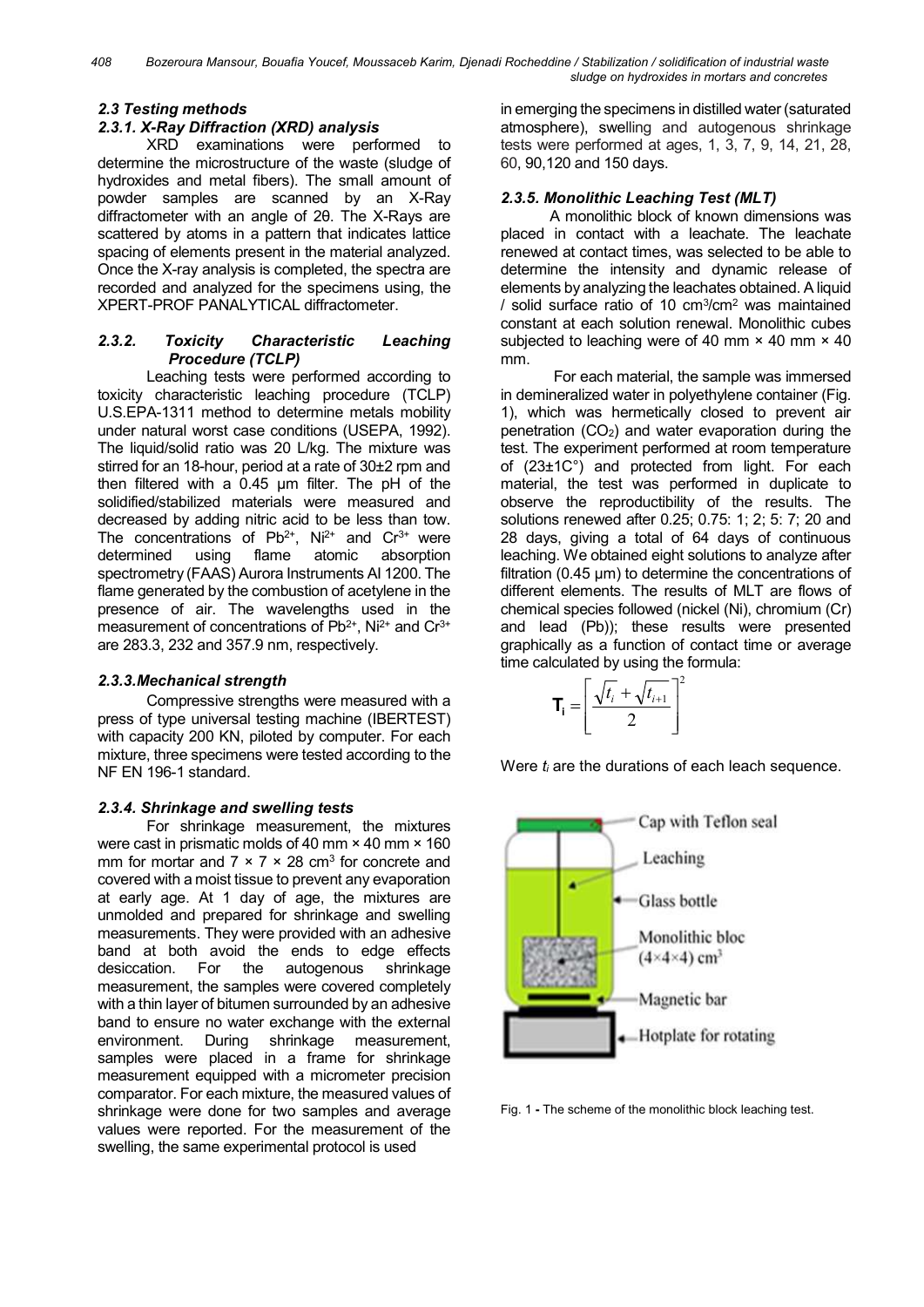### *2.3 Testing methods*

#### *2.3.1. X-Ray Diffraction (XRD) analysis*

XRD examinations were performed to determine the microstructure of the waste (sludge of hydroxides and metal fibers). The small amount of powder samples are scanned by an X-Ray diffractometer with an angle of 2θ. The X-Rays are scattered by atoms in a pattern that indicates lattice spacing of elements present in the material analyzed. Once the X-ray analysis is completed, the spectra are recorded and analyzed for the specimens using, the XPERT-PROF PANALYTICAL diffractometer.

#### *2.3.2. Toxicity Characteristic Leaching Procedure (TCLP)*

Leaching tests were performed according to toxicity characteristic leaching procedure (TCLP) U.S.EPA-1311 method to determine metals mobility under natural worst case conditions (USEPA, 1992). The liquid/solid ratio was 20 L/kg. The mixture was stirred for an 18-hour, period at a rate of 30±2 rpm and then filtered with a 0.45 µm filter. The pH of the solidified/stabilized materials were measured and decreased by adding nitric acid to be less than tow. The concentrations of $Pb^{2+}$, $Ni^{2+}$ and $Cr^{3+}$ were determined using flame atomic absorption spectrometry (FAAS) Aurora Instruments AI 1200. The flame generated by the combustion of acetylene in the presence of air. The wavelengths used in the measurement of concentrations of $Pb^{2+}$, $Ni^{2+}$ and $Cr^{3+}$ are 283.3, 232 and 357.9 nm, respectively.

#### *2.3.3.Mechanical strength*

Compressive strengths were measured with a press of type universal testing machine (IBERTEST) with capacity 200 KN, piloted by computer. For each mixture, three specimens were tested according to the NF EN 196-1 standard.

#### *2.3.4. Shrinkage and swelling tests*

For shrinkage measurement, the mixtures were cast in prismatic molds of 40 mm × 40 mm × 160 mm for mortar and 7 × 7 × 28 cm$^3$ for concrete and covered with a moist tissue to prevent any evaporation at early age. At 1 day of age, the mixtures are unmolded and prepared for shrinkage and swelling measurements. They were provided with an adhesive band at both avoid the ends to edge effects desiccation. For the autogenous shrinkage measurement, the samples were covered completely with a thin layer of bitumen surrounded by an adhesive band to ensure no water exchange with the external environment. During shrinkage measurement, samples were placed in a frame for shrinkage measurement equipped with a micrometer precision comparator. For each mixture, the measured values of shrinkage were done for two samples and average values were reported. For the measurement of the swelling, the same experimental protocol is used in emerging the specimens in distilled water (saturated atmosphere), swelling and autogenous shrinkage tests were performed at ages, 1, 3, 7, 9, 14, 21, 28, 60, 90,120 and 150 days.

#### *2.3.5. Monolithic Leaching Test (MLT)*

A monolithic block of known dimensions was placed in contact with a leachate. The leachate renewed at contact times, was selected to be able to determine the intensity and dynamic release of elements by analyzing the leachates obtained. A liquid / solid surface ratio of 10 cm$^3$/cm$^2$ was maintained constant at each solution renewal. Monolithic cubes subjected to leaching were of 40 mm × 40 mm × 40 mm.

For each material, the sample was immersed in demineralized water in polyethylene container (Fig. 1), which was hermetically closed to prevent air penetration ($CO_2$) and water evaporation during the test. The experiment performed at room temperature of (23±1C°) and protected from light. For each material, the test was performed in duplicate to observe the reproductibility of the results. The solutions renewed after 0.25; 0.75: 1; 2; 5: 7; 20 and 28 days, giving a total of 64 days of continuous leaching. We obtained eight solutions to analyze after filtration (0.45 µm) to determine the concentrations of different elements. The results of MLT are flows of chemical species followed (nickel (Ni), chromium (Cr) and lead (Pb)); these results were presented graphically as a function of contact time or average time calculated by using the formula:

$$\mathbf{T_i} = \left[ \frac{\sqrt{t_i} + \sqrt{t_{i+1}}}{2} \right]^2$$

Were $t_i$ are the durations of each leach sequence.

Fig. 1 - The scheme of the monolithic block leaching test.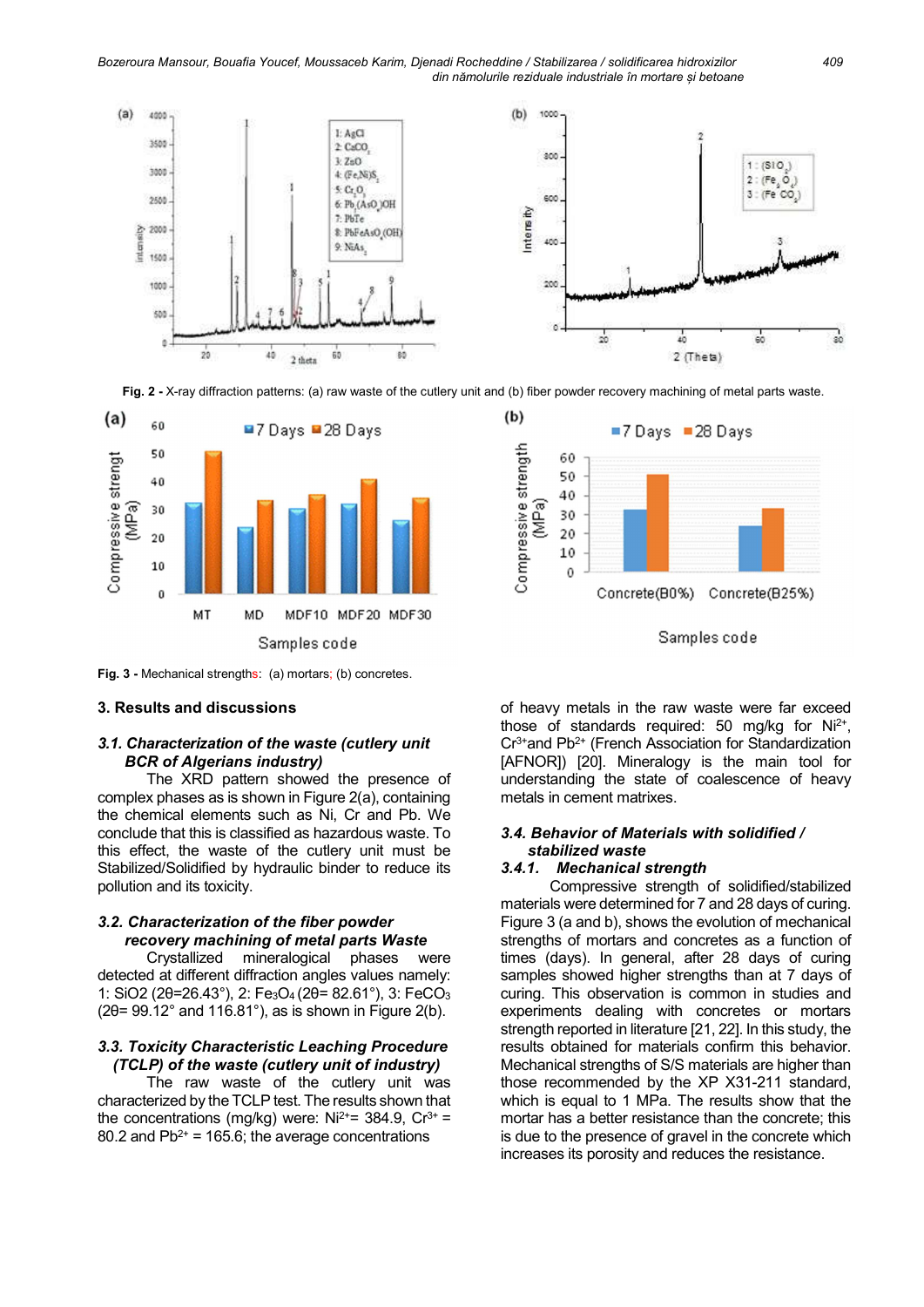Fig. 2 - X-ray diffraction patterns: (a) raw waste of the cutlery unit and (b) fiber powder recovery machining of metal parts waste.

Fig. 3 - Mechanical strengths: (a) mortars; (b) concretes.

## 3. Results and discussions

### 3.1. Characterization of the waste (cutlery unit BCR of Algerians industry)

The XRD pattern showed the presence of complex phases as is shown in Figure 2(a), containing the chemical elements such as Ni, Cr and Pb. We conclude that this is classified as hazardous waste. To this effect, the waste of the cutlery unit must be Stabilized/Solidified by hydraulic binder to reduce its pollution and its toxicity.

### 3.2. Characterization of the fiber powder recovery machining of metal parts Waste

Crystallized mineralogical phases were detected at different diffraction angles values namely: 1: $SiO_2$ (2θ=26.43°), 2: $Fe_3O_4$ (2θ= 82.61°), 3: $FeCO_3$ (2θ= 99.12° and 116.81°), as is shown in Figure 2(b).

### 3.3. Toxicity Characteristic Leaching Procedure (TCLP) of the waste (cutlery unit of industry)

The raw waste of the cutlery unit was characterized by the TCLP test. The results shown that the concentrations (mg/kg) were: $Ni^{2+}$= 384.9, $Cr^{3+}$ = 80.2 and $Pb^{2+}$ = 165.6; the average concentrations of heavy metals in the raw waste were far exceed those of standards required: 50 mg/kg for $Ni^{2+}$, $Cr^{3+}$and $Pb^{2+}$ (French Association for Standardization [AFNOR]) [20]. Mineralogy is the main tool for understanding the state of coalescence of heavy metals in cement matrixes.

### 3.4. Behavior of Materials with solidified / stabilized waste

#### 3.4.1. Mechanical strength

Compressive strength of solidified/stabilized materials were determined for 7 and 28 days of curing. Figure 3 (a and b), shows the evolution of mechanical strengths of mortars and concretes as a function of times (days). In general, after 28 days of curing samples showed higher strengths than at 7 days of curing. This observation is common in studies and experiments dealing with concretes or mortars strength reported in literature [21, 22]. In this study, the results obtained for materials confirm this behavior. Mechanical strengths of S/S materials are higher than those recommended by the XP X31-211 standard, which is equal to 1 MPa. The results show that the mortar has a better resistance than the concrete; this is due to the presence of gravel in the concrete which increases its porosity and reduces the resistance.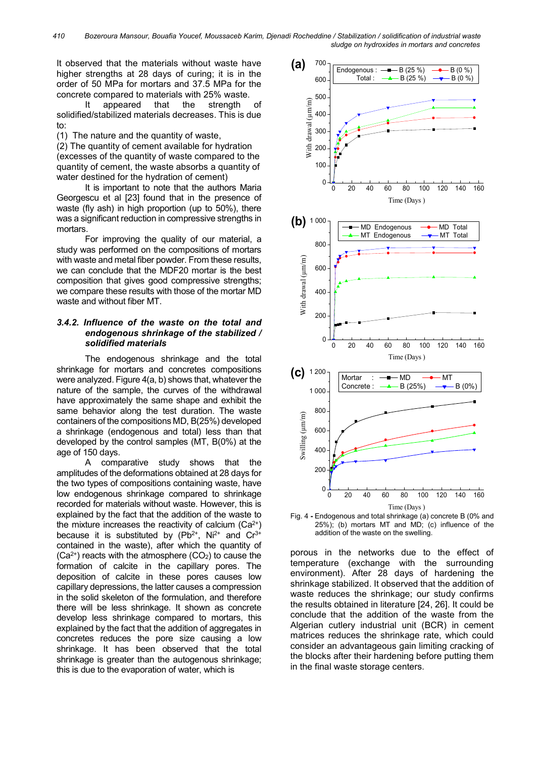It observed that the materials without waste have higher strengths at 28 days of curing; it is in the order of 50 MPa for mortars and 37.5 MPa for the concrete compared to materials with 25% waste.

It appeared that the strength of solidified/stabilized materials decreases. This is due to:

(1) The nature and the quantity of waste,

(2) The quantity of cement available for hydration (excesses of the quantity of waste compared to the quantity of cement, the waste absorbs a quantity of water destined for the hydration of cement)

It is important to note that the authors Maria Georgescu et al [23] found that in the presence of waste (fly ash) in high proportion (up to 50%), there was a significant reduction in compressive strengths in mortars.

For improving the quality of our material, a study was performed on the compositions of mortars with waste and metal fiber powder. From these results, we can conclude that the MDF20 mortar is the best composition that gives good compressive strengths; we compare these results with those of the mortar MD waste and without fiber MT.

### 3.4.2. *Influence of the waste on the total and endogenous shrinkage of the stabilized / solidified materials*

The endogenous shrinkage and the total shrinkage for mortars and concretes compositions were analyzed. Figure 4(a, b) shows that, whatever the nature of the sample, the curves of the withdrawal have approximately the same shape and exhibit the same behavior along the test duration. The waste containers of the compositions MD, B(25%) developed a shrinkage (endogenous and total) less than that developed by the control samples (MT, B(0%) at the age of 150 days.

A comparative study shows that the amplitudes of the deformations obtained at 28 days for the two types of compositions containing waste, have low endogenous shrinkage compared to shrinkage recorded for materials without waste. However, this is explained by the fact that the addition of the waste to the mixture increases the reactivity of calcium ($Ca^{2+}$) because it is substituted by ($Pb^{2+}$, $Ni^{2+}$ and $Cr^{3+}$ contained in the waste), after which the quantity of ($Ca^{2+}$) reacts with the atmosphere ($CO_2$) to cause the formation of calcite in the capillary pores. The deposition of calcite in these pores causes low capillary depressions, the latter causes a compression in the solid skeleton of the formulation, and therefore there will be less shrinkage. It shown as concrete develop less shrinkage compared to mortars, this explained by the fact that the addition of aggregates in concretes reduces the pore size causing a low shrinkage. It has been observed that the total shrinkage is greater than the autogenous shrinkage; this is due to the evaporation of water, which is porous in the networks due to the effect of temperature (exchange with the surrounding environment). After 28 days of hardening the shrinkage stabilized. It observed that the addition of waste reduces the shrinkage; our study confirms the results obtained in literature [24, 26]. It could be conclude that the addition of the waste from the Algerian cutlery industrial unit (BCR) in cement matrices reduces the shrinkage rate, which could consider an advantageous gain limiting cracking of the blocks after their hardening before putting them in the final waste storage centers.

Fig. 4 - Endogenous and total shrinkage (a) concrete B (0% and 25%); (b) mortars MT and MD; (c) influence of the addition of the waste on the swelling.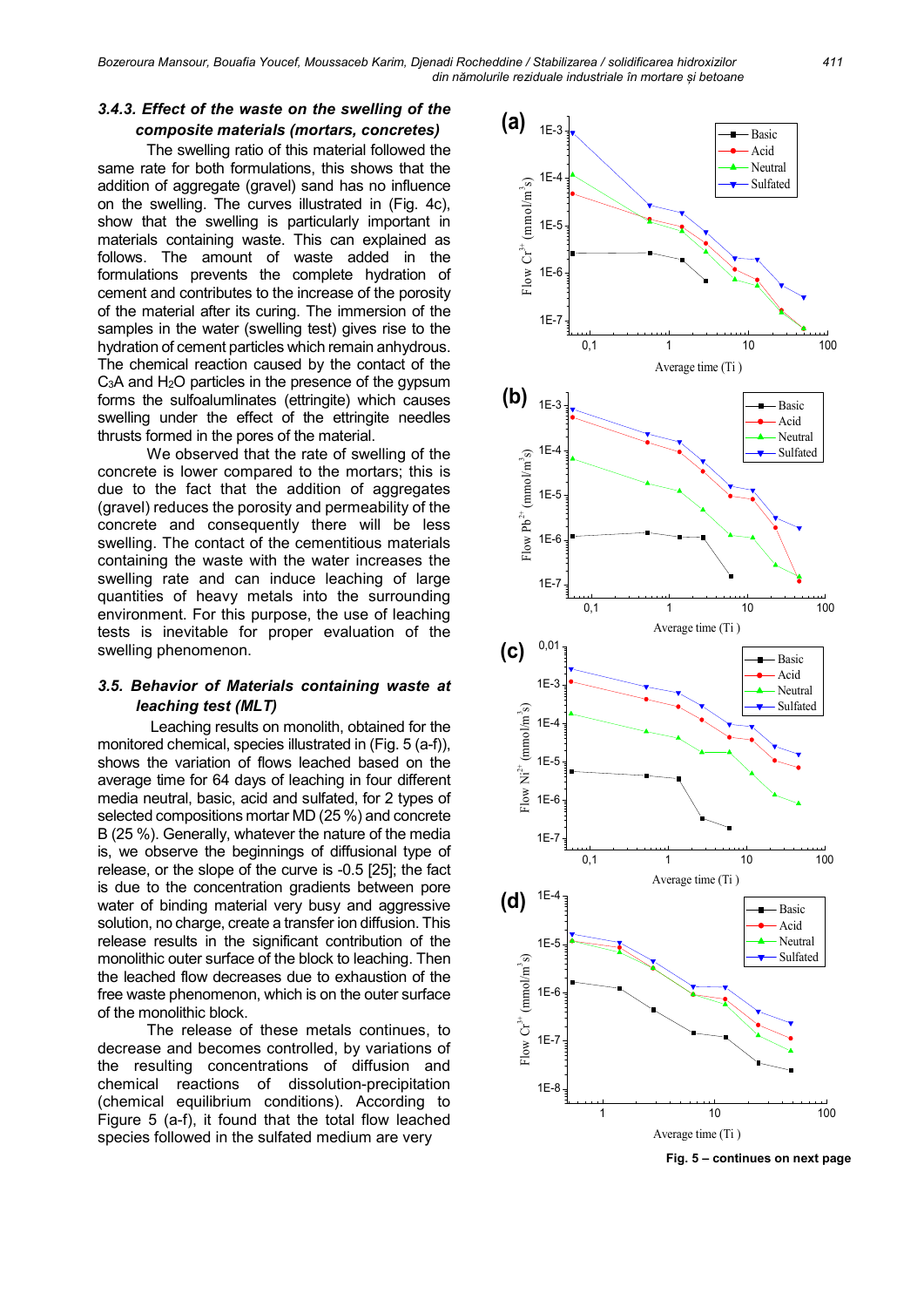### 3.4.3. Effect of the waste on the swelling of the composite materials (mortars, concretes)

The swelling ratio of this material followed the same rate for both formulations, this shows that the addition of aggregate (gravel) sand has no influence on the swelling. The curves illustrated in (Fig. 4c), show that the swelling is particularly important in materials containing waste. This can explained as follows. The amount of waste added in the formulations prevents the complete hydration of cement and contributes to the increase of the porosity of the material after its curing. The immersion of the samples in the water (swelling test) gives rise to the hydration of cement particles which remain anhydrous. The chemical reaction caused by the contact of the $C_3A$ and $H_2O$ particles in the presence of the gypsum forms the sulfoalumlinates (ettringite) which causes swelling under the effect of the ettringite needles thrusts formed in the pores of the material.

We observed that the rate of swelling of the concrete is lower compared to the mortars; this is due to the fact that the addition of aggregates (gravel) reduces the porosity and permeability of the concrete and consequently there will be less swelling. The contact of the cementitious materials containing the waste with the water increases the swelling rate and can induce leaching of large quantities of heavy metals into the surrounding environment. For this purpose, the use of leaching tests is inevitable for proper evaluation of the swelling phenomenon.

### 3.5. Behavior of Materials containing waste at leaching test (MLT)

Leaching results on monolith, obtained for the monitored chemical, species illustrated in (Fig. 5 (a-f)), shows the variation of flows leached based on the average time for 64 days of leaching in four different media neutral, basic, acid and sulfated, for 2 types of selected compositions mortar MD (25 %) and concrete B (25 %). Generally, whatever the nature of the media is, we observe the beginnings of diffusional type of release, or the slope of the curve is -0.5 [25]; the fact is due to the concentration gradients between pore water of binding material very busy and aggressive solution, no charge, create a transfer ion diffusion. This release results in the significant contribution of the monolithic outer surface of the block to leaching. Then the leached flow decreases due to exhaustion of the free waste phenomenon, which is on the outer surface of the monolithic block.

The release of these metals continues, to decrease and becomes controlled, by variations of the resulting concentrations of diffusion and chemical reactions of dissolution-precipitation (chemical equilibrium conditions). According to Figure 5 (a-f), it found that the total flow leached species followed in the sulfated medium are very

Fig. 5 – continues on next page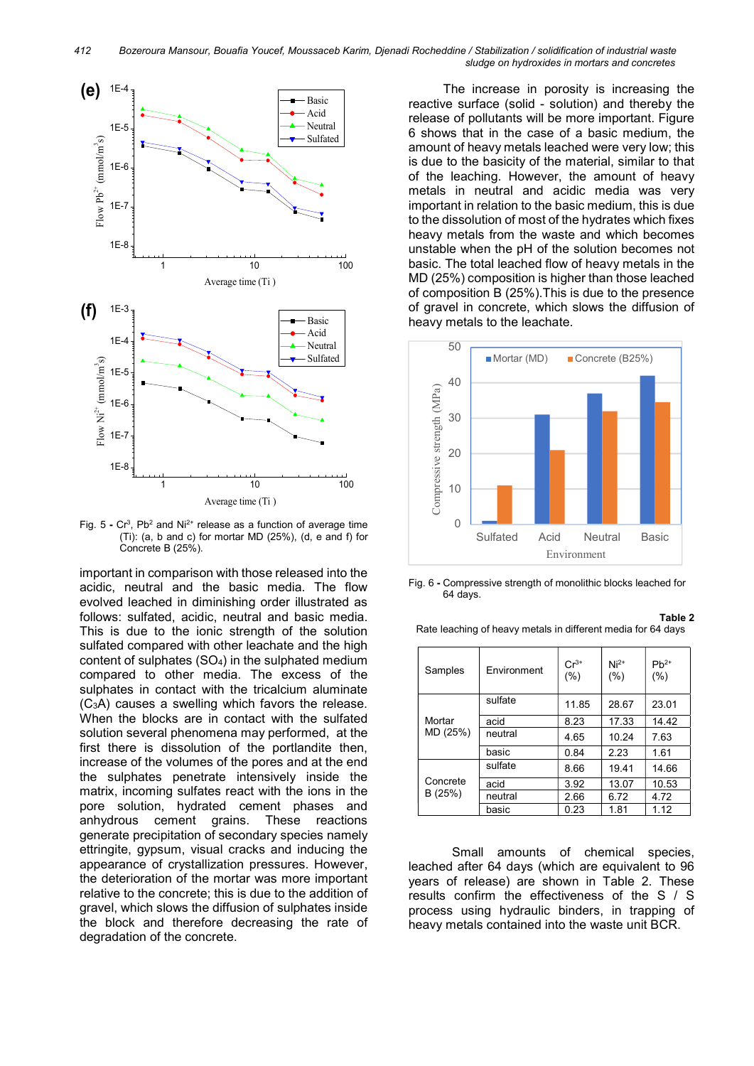Fig. 5 - $Cr^3$, $Pb^2$ and $Ni^{2+}$ release as a function of average time (Ti): (a, b and c) for mortar MD (25%), (d, e and f) for Concrete B (25%).

important in comparison with those released into the acidic, neutral and the basic media. The flow evolved leached in diminishing order illustrated as follows: sulfated, acidic, neutral and basic media. This is due to the ionic strength of the solution sulfated compared with other leachate and the high content of sulphates ($SO_4$) in the sulphated medium compared to other media. The excess of the sulphates in contact with the tricalcium aluminate ($C_3A$) causes a swelling which favors the release. When the blocks are in contact with the sulfated solution several phenomena may performed, at the first there is dissolution of the portlandite then, increase of the volumes of the pores and at the end the sulphates penetrate intensively inside the matrix, incoming sulfates react with the ions in the pore solution, hydrated cement phases and anhydrous cement grains. These reactions generate precipitation of secondary species namely ettringite, gypsum, visual cracks and inducing the appearance of crystallization pressures. However, the deterioration of the mortar was more important relative to the concrete; this is due to the addition of gravel, which slows the diffusion of sulphates inside the block and therefore decreasing the rate of degradation of the concrete.

The increase in porosity is increasing the reactive surface (solid - solution) and thereby the release of pollutants will be more important. Figure 6 shows that in the case of a basic medium, the amount of heavy metals leached were very low; this is due to the basicity of the material, similar to that of the leaching. However, the amount of heavy metals in neutral and acidic media was very important in relation to the basic medium, this is due to the dissolution of most of the hydrates which fixes heavy metals from the waste and which becomes unstable when the pH of the solution becomes not basic. The total leached flow of heavy metals in the MD (25%) composition is higher than those leached of composition B (25%).This is due to the presence of gravel in concrete, which slows the diffusion of heavy metals to the leachate.

Fig. 6 - Compressive strength of monolithic blocks leached for 64 days.

**Table 2**
Rate leaching of heavy metals in different media for 64 days

| Samples | Environment | $Cr^{3+}$ (%) | $Ni^{2+}$ (%) | $Pb^{2+}$ (%) |
|---|---|---|---|---|
| Mortar MD (25%) | sulfate | 11.85 | 28.67 | 23.01 |
| | acid | 8.23 | 17.33 | 14.42 |
| | neutral | 4.65 | 10.24 | 7.63 |
| | basic | 0.84 | 2.23 | 1.61 |
| Concrete B (25%) | sulfate | 8.66 | 19.41 | 14.66 |
| | acid | 3.92 | 13.07 | 10.53 |
| | neutral | 2.66 | 6.72 | 4.72 |
| | basic | 0.23 | 1.81 | 1.12 |

Small amounts of chemical species, leached after 64 days (which are equivalent to 96 years of release) are shown in Table 2. These results confirm the effectiveness of the S / S process using hydraulic binders, in trapping of heavy metals contained into the waste unit BCR.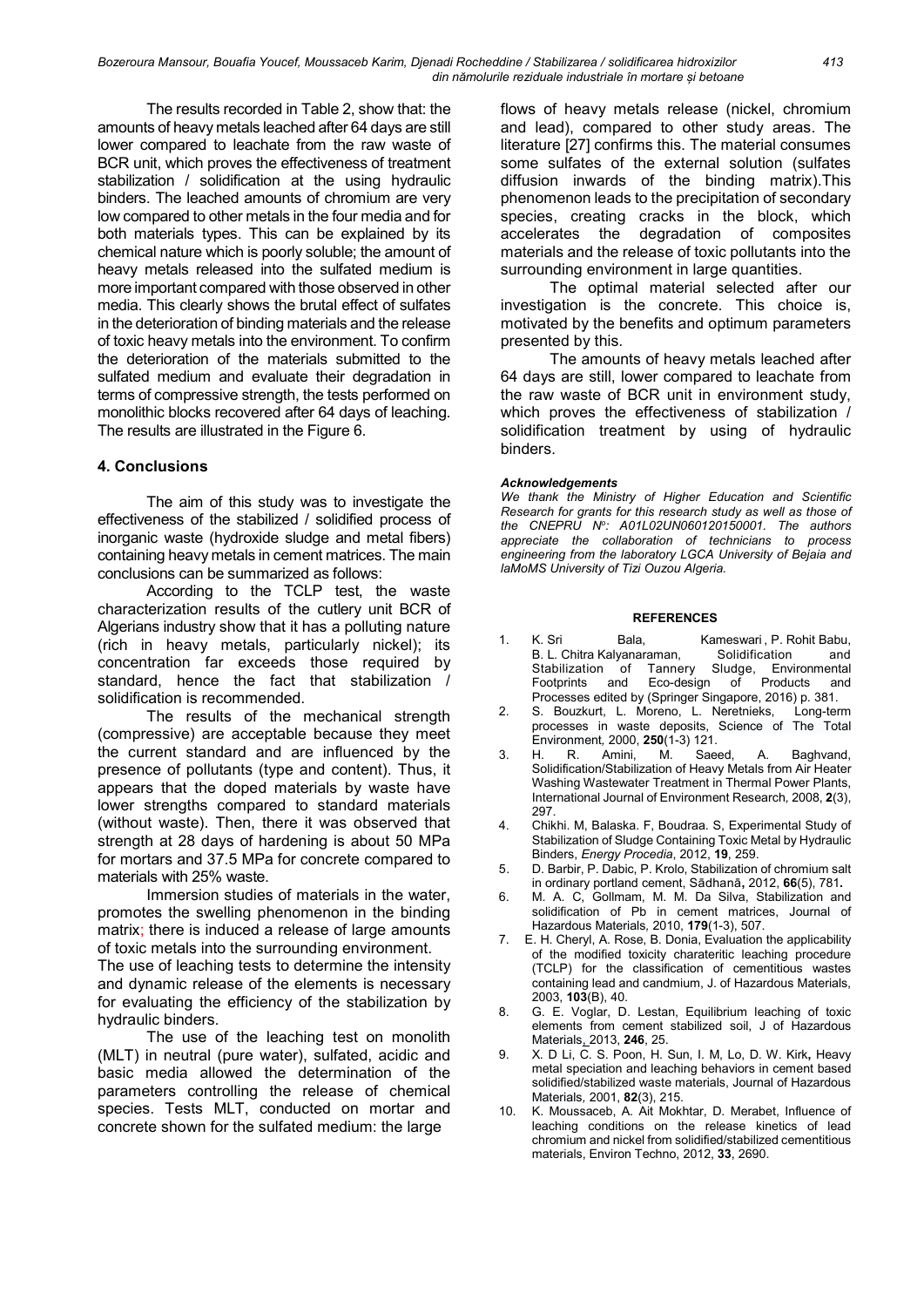The results recorded in Table 2, show that: the amounts of heavy metals leached after 64 days are still lower compared to leachate from the raw waste of BCR unit, which proves the effectiveness of treatment stabilization / solidification at the using hydraulic binders. The leached amounts of chromium are very low compared to other metals in the four media and for both materials types. This can be explained by its chemical nature which is poorly soluble; the amount of heavy metals released into the sulfated medium is more important compared with those observed in other media. This clearly shows the brutal effect of sulfates in the deterioration of binding materials and the release of toxic heavy metals into the environment. To confirm the deterioration of the materials submitted to the sulfated medium and evaluate their degradation in terms of compressive strength, the tests performed on monolithic blocks recovered after 64 days of leaching. The results are illustrated in the Figure 6.

## 4. Conclusions

The aim of this study was to investigate the effectiveness of the stabilized / solidified process of inorganic waste (hydroxide sludge and metal fibers) containing heavy metals in cement matrices. The main conclusions can be summarized as follows:

According to the TCLP test, the waste characterization results of the cutlery unit BCR of Algerians industry show that it has a polluting nature (rich in heavy metals, particularly nickel); its concentration far exceeds those required by standard, hence the fact that stabilization / solidification is recommended.

The results of the mechanical strength (compressive) are acceptable because they meet the current standard and are influenced by the presence of pollutants (type and content). Thus, it appears that the doped materials by waste have lower strengths compared to standard materials (without waste). Then, there it was observed that strength at 28 days of hardening is about 50 MPa for mortars and 37.5 MPa for concrete compared to materials with 25% waste.

Immersion studies of materials in the water, promotes the swelling phenomenon in the binding matrix; there is induced a release of large amounts of toxic metals into the surrounding environment.

The use of leaching tests to determine the intensity and dynamic release of the elements is necessary for evaluating the efficiency of the stabilization by hydraulic binders.

The use of the leaching test on monolith (MLT) in neutral (pure water), sulfated, acidic and basic media allowed the determination of the parameters controlling the release of chemical species. Tests MLT, conducted on mortar and concrete shown for the sulfated medium: the large flows of heavy metals release (nickel, chromium and lead), compared to other study areas. The literature [27] confirms this. The material consumes some sulfates of the external solution (sulfates diffusion inwards of the binding matrix).This phenomenon leads to the precipitation of secondary species, creating cracks in the block, which accelerates the degradation of composites materials and the release of toxic pollutants into the surrounding environment in large quantities.

The optimal material selected after our investigation is the concrete. This choice is, motivated by the benefits and optimum parameters presented by this.

The amounts of heavy metals leached after 64 days are still, lower compared to leachate from the raw waste of BCR unit in environment study, which proves the effectiveness of stabilization / solidification treatment by using of hydraulic binders.

#### *Acknowledgements*

*We thank the Ministry of Higher Education and Scientific Research for grants for this research study as well as those of the CNEPRU N°: A01L02UN060120150001. The authors appreciate the collaboration of technicians to process engineering from the laboratory LGCA University of Bejaia and laMoMS University of Tizi Ouzou Algeria.*

#### REFERENCES

1. K. Sri Bala, Kameswari , P. Rohit Babu, B. L. Chitra Kalyanaraman, Solidification and Stabilization of Tannery Sludge, Environmental Footprints and Eco-design of Products and Processes edited by (Springer Singapore, 2016) p. 381.
2. S. Bouzkurt, L. Moreno, L. Neretnieks, Long-term processes in waste deposits, Science of The Total Environment*,* 2000, **250**(1-3) 121.
3. H. R. Amini, M. Saeed, A. Baghvand, Solidification/Stabilization of Heavy Metals from Air Heater Washing Wastewater Treatment in Thermal Power Plants, International Journal of Environment Research*,* 2008, **2**(3), 297.
4. Chikhi. M, Balaska. F, Boudraa. S, Experimental Study of Stabilization of Sludge Containing Toxic Metal by Hydraulic Binders, *Energy Procedia*, 2012, **19**, 259.
5. D. Barbir, P. Dabic, P. Krolo, Stabilization of chromium salt in ordinary portland cement, Sădhană**,** 2012, **66**(5), 781**.**
6. M. A. C, Gollmam, M. M. Da Silva, Stabilization and solidification of Pb in cement matrices, Journal of Hazardous Materials*,* 2010, **179**(1-3), 507.
7. E. H. Cheryl, A. Rose, B. Donia, Evaluation the applicability of the modified toxicity charateritic leaching procedure (TCLP) for the classification of cementitious wastes containing lead and candmium, J. of Hazardous Materials, 2003, **103**(B), 40.
8. G. E. Voglar, D. Lestan, Equilibrium leaching of toxic elements from cement stabilized soil, J of Hazardous Materials, 2013, **246**, 25.
9. X. D Li, C. S. Poon, H. Sun, I. M, Lo, D. W. Kirk**,** Heavy metal speciation and leaching behaviors in cement based solidified/stabilized waste materials, Journal of Hazardous Materials*,* 2001, **82**(3), 215.
10. K. Moussaceb, A. Ait Mokhtar, D. Merabet, Influence of leaching conditions on the release kinetics of lead chromium and nickel from solidified/stabilized cementitious materials, Environ Techno, 2012, **33**, 2690.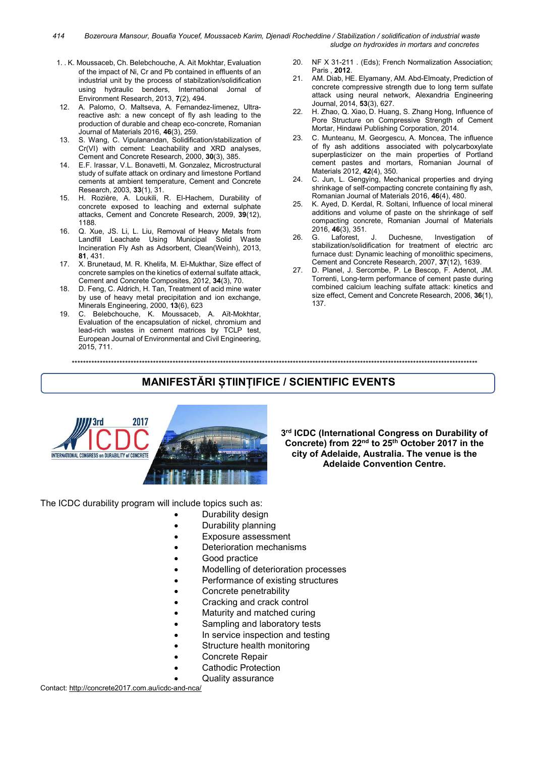1. . K. Moussaceb, Ch. Belebchouche, A. Ait Mokhtar, Evaluation of the impact of Ni, Cr and Pb contained in effluents of an industrial unit by the process of stabilzation/solidification using hydraulic benders, International Jornal of Environment Research, 2013, **7**(2), 494.
12. A. Palomo, O. Maltseva, A. Fernandez-limenez, Ultra-reactive ash: a new concept of fly ash leading to the production of durable and cheap eco-concrete, Romanian Journal of Materials 2016, **46**(3), 259.
13. S. Wang, C. Vipulanandan, Solidification/stabilization of Cr(VI) with cement: Leachability and XRD analyses, Cement and Concrete Research, 2000, **30**(3), 385.
14. E.F. Irassar, V.L. Bonavetti, M. Gonzalez, Microstructural study of sulfate attack on ordinary and limestone Portland cements at ambient temperature, Cement and Concrete Research, 2003, **33**(1), 31.
15. H. Rozière, A. Loukili, R. El-Hachem, Durability of concrete exposed to leaching and external sulphate attacks, Cement and Concrete Research, 2009, **39**(12), 1188.
16. Q. Xue, JS. Li, L. Liu, Removal of Heavy Metals from Landfill Leachate Using Municipal Solid Waste Incineration Fly Ash as Adsorbent, Clean(Weinh), 2013, **81**, 431.
17. X. Brunetaud, M. R. Khelifa, M. El-Mukthar, Size effect of concrete samples on the kinetics of external sulfate attack, Cement and Concrete Composites, 2012, **34**(3), 70.
18. D. Feng, C. Aldrich, H. Tan, Treatment of acid mine water by use of heavy metal precipitation and ion exchange, Minerals Engineering, 2000, **13**(6), 623
19. C. Belebchouche, K. Moussaceb, A. Aït-Mokhtar, Evaluation of the encapsulation of nickel, chromium and lead-rich wastes in cement matrices by TCLP test, European Journal of Environmental and Civil Engineering, 2015, 711.
20. NF X 31-211 . (Eds); French Normalization Association; Paris , **2012**.
21. AM. Diab, HE. Elyamany, AM. Abd-Elmoaty, Prediction of concrete compressive strength due to long term sulfate attack using neural network, Alexandria Engineering Journal, 2014, **53**(3), 627.
22. H. Zhao, Q. Xiao, D. Huang, S. Zhang Hong, Influence of Pore Structure on Compressive Strength of Cement Mortar, Hindawi Publishing Corporation, 2014.
23. C. Munteanu, M. Georgescu, A. Moncea, The influence of fly ash additions associated with polycarboxylate superplasticizer on the main properties of Portland cement pastes and mortars, Romanian Journal of Materials 2012, **42**(4), 350.
24. C. Jun, L. Gengying, Mechanical properties and drying shrinkage of self-compacting concrete containing fly ash, Romanian Journal of Materials 2016, **46**(4), 480.
25. K. Ayed, D. Kerdal, R. Soltani, Influence of local mineral additions and volume of paste on the shrinkage of self compacting concrete, Romanian Journal of Materials 2016, **46**(3), 351.
26. G. Laforest, J. Duchesne, Investigation of stabilization/solidification for treatment of electric arc furnace dust: Dynamic leaching of monolithic specimens, Cement and Concrete Research, 2007, **37**(12), 1639.
27. D. Planel, J. Sercombe, P. Le Bescop, F. Adenot, JM. Torrenti, Long-term performance of cement paste during combined calcium leaching sulfate attack: kinetics and size effect, Cement and Concrete Research, 2006, **36**(1), 137.

***

## MANIFESTĂRI ȘTIINȚIFICE / SCIENTIFIC EVENTS

**3rd ICDC (International Congress on Durability of Concrete) from 22nd to 25th October 2017 in the city of Adelaide, Australia. The venue is the Adelaide Convention Centre.**

The ICDC durability program will include topics such as:

- Durability design
- Durability planning
- Exposure assessment
- Deterioration mechanisms
- Good practice
- Modelling of deterioration processes
- Performance of existing structures
- Concrete penetrability
- Cracking and crack control
- Maturity and matched curing
- Sampling and laboratory tests
- In service inspection and testing
- Structure health monitoring
- Concrete Repair
- Cathodic Protection
- Quality assurance

Contact: http://concrete2017.com.au/icdc-and-nca/